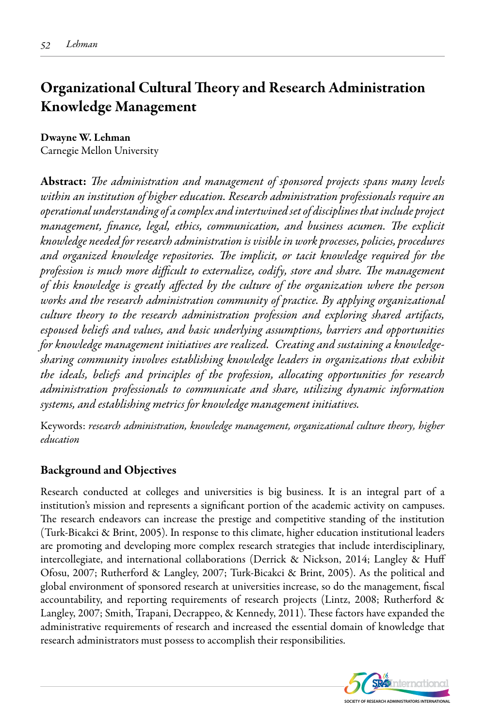# Organizational Cultural Theory and Research Administration Knowledge Management

**Dwayne W. Lehman**
Carnegie Mellon University

**Abstract:** *The administration and management of sponsored projects spans many levels within an institution of higher education. Research administration professionals require an operational understanding of a complex and intertwined set of disciplines that include project management, finance, legal, ethics, communication, and business acumen. The explicit knowledge needed for research administration is visible in work processes, policies, procedures and organized knowledge repositories. The implicit, or tacit knowledge required for the profession is much more difficult to externalize, codify, store and share. The management of this knowledge is greatly affected by the culture of the organization where the person works and the research administration community of practice. By applying organizational culture theory to the research administration profession and exploring shared artifacts, espoused beliefs and values, and basic underlying assumptions, barriers and opportunities for knowledge management initiatives are realized. Creating and sustaining a knowledge-sharing community involves establishing knowledge leaders in organizations that exhibit the ideals, beliefs and principles of the profession, allocating opportunities for research administration professionals to communicate and share, utilizing dynamic information systems, and establishing metrics for knowledge management initiatives.*

Keywords: *research administration, knowledge management, organizational culture theory, higher education*

## Background and Objectives

Research conducted at colleges and universities is big business. It is an integral part of a institution's mission and represents a significant portion of the academic activity on campuses. The research endeavors can increase the prestige and competitive standing of the institution (Turk-Bicakci & Brint, 2005). In response to this climate, higher education institutional leaders are promoting and developing more complex research strategies that include interdisciplinary, intercollegiate, and international collaborations (Derrick & Nickson, 2014; Langley & Huff Ofosu, 2007; Rutherford & Langley, 2007; Turk-Bicakci & Brint, 2005). As the political and global environment of sponsored research at universities increase, so do the management, fiscal accountability, and reporting requirements of research projects (Lintz, 2008; Rutherford & Langley, 2007; Smith, Trapani, Decrappeo, & Kennedy, 2011). These factors have expanded the administrative requirements of research and increased the essential domain of knowledge that research administrators must possess to accomplish their responsibilities.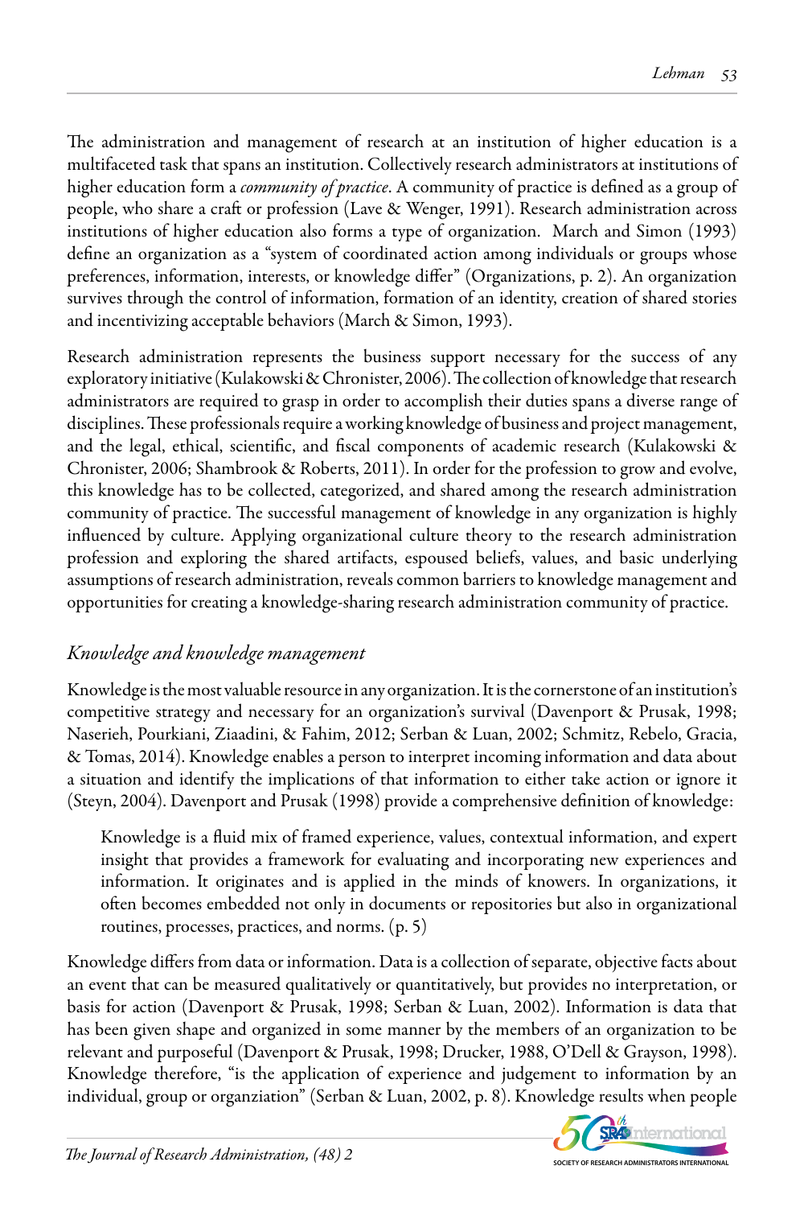The administration and management of research at an institution of higher education is a multifaceted task that spans an institution. Collectively research administrators at institutions of higher education form a *community of practice*. A community of practice is defined as a group of people, who share a craft or profession (Lave & Wenger, 1991). Research administration across institutions of higher education also forms a type of organization. March and Simon (1993) define an organization as a "system of coordinated action among individuals or groups whose preferences, information, interests, or knowledge differ" (Organizations, p. 2). An organization survives through the control of information, formation of an identity, creation of shared stories and incentivizing acceptable behaviors (March & Simon, 1993).

Research administration represents the business support necessary for the success of any exploratory initiative (Kulakowski & Chronister, 2006). The collection of knowledge that research administrators are required to grasp in order to accomplish their duties spans a diverse range of disciplines. These professionals require a working knowledge of business and project management, and the legal, ethical, scientific, and fiscal components of academic research (Kulakowski & Chronister, 2006; Shambrook & Roberts, 2011). In order for the profession to grow and evolve, this knowledge has to be collected, categorized, and shared among the research administration community of practice. The successful management of knowledge in any organization is highly influenced by culture. Applying organizational culture theory to the research administration profession and exploring the shared artifacts, espoused beliefs, values, and basic underlying assumptions of research administration, reveals common barriers to knowledge management and opportunities for creating a knowledge-sharing research administration community of practice.

## *Knowledge and knowledge management*

Knowledge is the most valuable resource in any organization. It is the cornerstone of an institution's competitive strategy and necessary for an organization's survival (Davenport & Prusak, 1998; Naserieh, Pourkiani, Ziaadini, & Fahim, 2012; Serban & Luan, 2002; Schmitz, Rebelo, Gracia, & Tomas, 2014). Knowledge enables a person to interpret incoming information and data about a situation and identify the implications of that information to either take action or ignore it (Steyn, 2004). Davenport and Prusak (1998) provide a comprehensive definition of knowledge:

> Knowledge is a fluid mix of framed experience, values, contextual information, and expert insight that provides a framework for evaluating and incorporating new experiences and information. It originates and is applied in the minds of knowers. In organizations, it often becomes embedded not only in documents or repositories but also in organizational routines, processes, practices, and norms. (p. 5)

Knowledge differs from data or information. Data is a collection of separate, objective facts about an event that can be measured qualitatively or quantitatively, but provides no interpretation, or basis for action (Davenport & Prusak, 1998; Serban & Luan, 2002). Information is data that has been given shape and organized in some manner by the members of an organization to be relevant and purposeful (Davenport & Prusak, 1998; Drucker, 1988, O'Dell & Grayson, 1998). Knowledge therefore, "is the application of experience and judgement to information by an individual, group or organziation" (Serban & Luan, 2002, p. 8). Knowledge results when people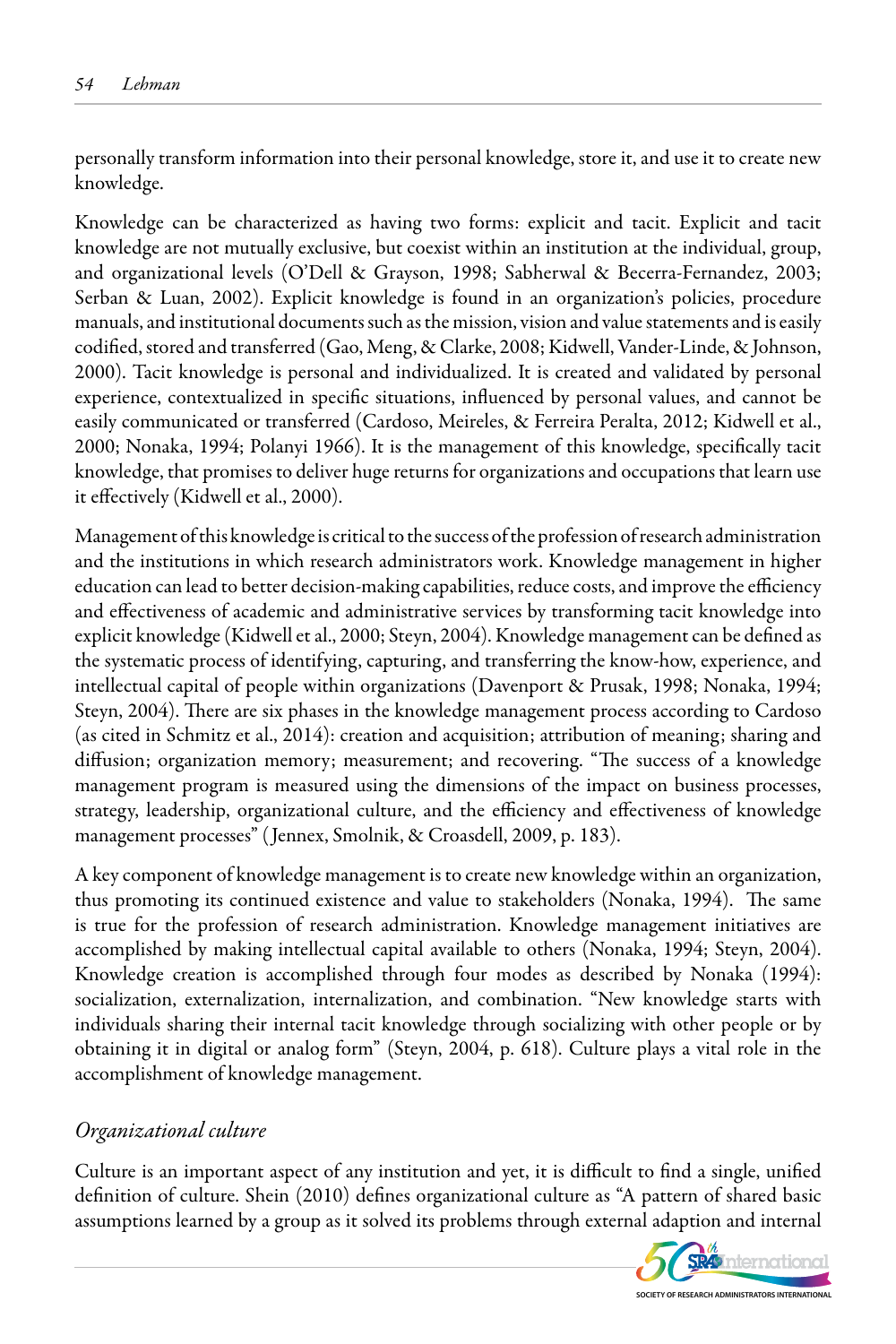personally transform information into their personal knowledge, store it, and use it to create new knowledge.

Knowledge can be characterized as having two forms: explicit and tacit. Explicit and tacit knowledge are not mutually exclusive, but coexist within an institution at the individual, group, and organizational levels (O'Dell & Grayson, 1998; Sabherwal & Becerra-Fernandez, 2003; Serban & Luan, 2002). Explicit knowledge is found in an organization's policies, procedure manuals, and institutional documents such as the mission, vision and value statements and is easily codified, stored and transferred (Gao, Meng, & Clarke, 2008; Kidwell, Vander-Linde, & Johnson, 2000). Tacit knowledge is personal and individualized. It is created and validated by personal experience, contextualized in specific situations, influenced by personal values, and cannot be easily communicated or transferred (Cardoso, Meireles, & Ferreira Peralta, 2012; Kidwell et al., 2000; Nonaka, 1994; Polanyi 1966). It is the management of this knowledge, specifically tacit knowledge, that promises to deliver huge returns for organizations and occupations that learn use it effectively (Kidwell et al., 2000).

Management of this knowledge is critical to the success of the profession of research administration and the institutions in which research administrators work. Knowledge management in higher education can lead to better decision-making capabilities, reduce costs, and improve the efficiency and effectiveness of academic and administrative services by transforming tacit knowledge into explicit knowledge (Kidwell et al., 2000; Steyn, 2004). Knowledge management can be defined as the systematic process of identifying, capturing, and transferring the know-how, experience, and intellectual capital of people within organizations (Davenport & Prusak, 1998; Nonaka, 1994; Steyn, 2004). There are six phases in the knowledge management process according to Cardoso (as cited in Schmitz et al., 2014): creation and acquisition; attribution of meaning; sharing and diffusion; organization memory; measurement; and recovering. "The success of a knowledge management program is measured using the dimensions of the impact on business processes, strategy, leadership, organizational culture, and the efficiency and effectiveness of knowledge management processes" (Jennex, Smolnik, & Croasdell, 2009, p. 183).

A key component of knowledge management is to create new knowledge within an organization, thus promoting its continued existence and value to stakeholders (Nonaka, 1994). The same is true for the profession of research administration. Knowledge management initiatives are accomplished by making intellectual capital available to others (Nonaka, 1994; Steyn, 2004). Knowledge creation is accomplished through four modes as described by Nonaka (1994): socialization, externalization, internalization, and combination. "New knowledge starts with individuals sharing their internal tacit knowledge through socializing with other people or by obtaining it in digital or analog form" (Steyn, 2004, p. 618). Culture plays a vital role in the accomplishment of knowledge management.

### *Organizational culture*

Culture is an important aspect of any institution and yet, it is difficult to find a single, unified definition of culture. Shein (2010) defines organizational culture as "A pattern of shared basic assumptions learned by a group as it solved its problems through external adaption and internal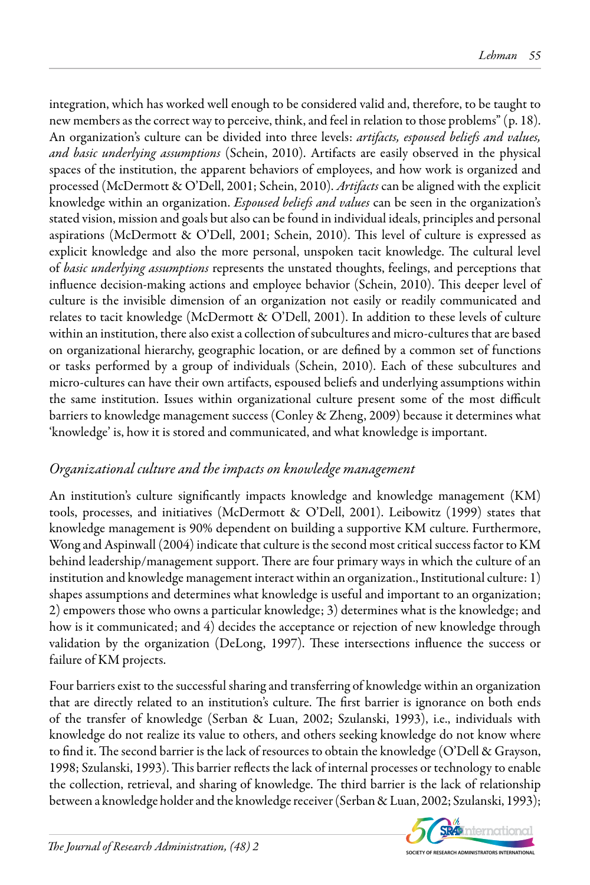integration, which has worked well enough to be considered valid and, therefore, to be taught to new members as the correct way to perceive, think, and feel in relation to those problems" (p. 18). An organization's culture can be divided into three levels: *artifacts, espoused beliefs and values, and basic underlying assumptions* (Schein, 2010). Artifacts are easily observed in the physical spaces of the institution, the apparent behaviors of employees, and how work is organized and processed (McDermott & O'Dell, 2001; Schein, 2010). *Artifacts* can be aligned with the explicit knowledge within an organization. *Espoused beliefs and values* can be seen in the organization's stated vision, mission and goals but also can be found in individual ideals, principles and personal aspirations (McDermott & O'Dell, 2001; Schein, 2010). This level of culture is expressed as explicit knowledge and also the more personal, unspoken tacit knowledge. The cultural level of *basic underlying assumptions* represents the unstated thoughts, feelings, and perceptions that influence decision-making actions and employee behavior (Schein, 2010). This deeper level of culture is the invisible dimension of an organization not easily or readily communicated and relates to tacit knowledge (McDermott & O'Dell, 2001). In addition to these levels of culture within an institution, there also exist a collection of subcultures and micro-cultures that are based on organizational hierarchy, geographic location, or are defined by a common set of functions or tasks performed by a group of individuals (Schein, 2010). Each of these subcultures and micro-cultures can have their own artifacts, espoused beliefs and underlying assumptions within the same institution. Issues within organizational culture present some of the most difficult barriers to knowledge management success (Conley & Zheng, 2009) because it determines what 'knowledge' is, how it is stored and communicated, and what knowledge is important.

### *Organizational culture and the impacts on knowledge management*

An institution's culture significantly impacts knowledge and knowledge management (KM) tools, processes, and initiatives (McDermott & O'Dell, 2001). Leibowitz (1999) states that knowledge management is 90% dependent on building a supportive KM culture. Furthermore, Wong and Aspinwall (2004) indicate that culture is the second most critical success factor to KM behind leadership/management support. There are four primary ways in which the culture of an institution and knowledge management interact within an organization., Institutional culture: 1) shapes assumptions and determines what knowledge is useful and important to an organization; 2) empowers those who owns a particular knowledge; 3) determines what is the knowledge; and how is it communicated; and 4) decides the acceptance or rejection of new knowledge through validation by the organization (DeLong, 1997). These intersections influence the success or failure of KM projects.

Four barriers exist to the successful sharing and transferring of knowledge within an organization that are directly related to an institution's culture. The first barrier is ignorance on both ends of the transfer of knowledge (Serban & Luan, 2002; Szulanski, 1993), i.e., individuals with knowledge do not realize its value to others, and others seeking knowledge do not know where to find it. The second barrier is the lack of resources to obtain the knowledge (O'Dell & Grayson, 1998; Szulanski, 1993). This barrier reflects the lack of internal processes or technology to enable the collection, retrieval, and sharing of knowledge. The third barrier is the lack of relationship between a knowledge holder and the knowledge receiver (Serban & Luan, 2002; Szulanski, 1993);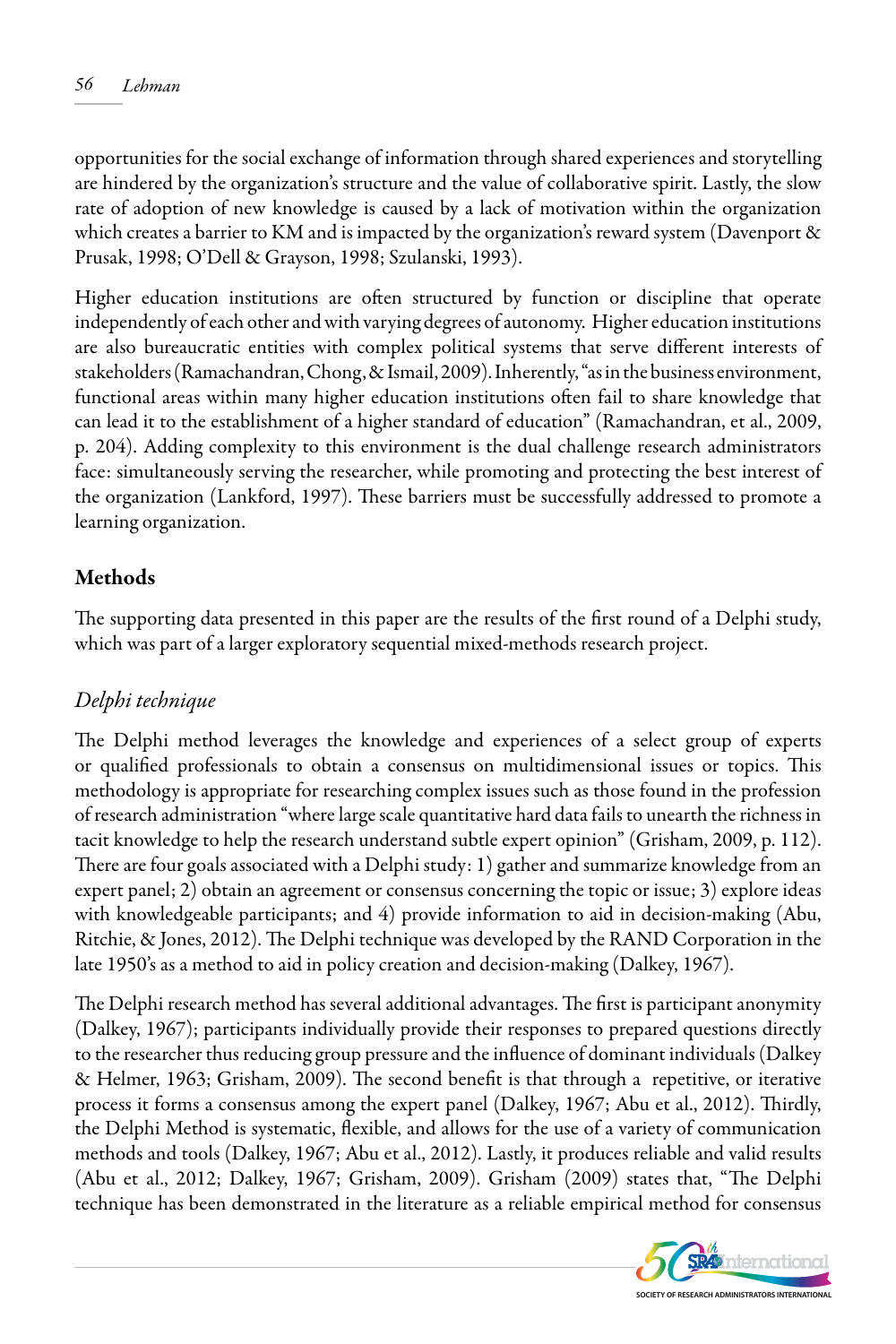opportunities for the social exchange of information through shared experiences and storytelling are hindered by the organization's structure and the value of collaborative spirit. Lastly, the slow rate of adoption of new knowledge is caused by a lack of motivation within the organization which creates a barrier to KM and is impacted by the organization's reward system (Davenport & Prusak, 1998; O'Dell & Grayson, 1998; Szulanski, 1993).

Higher education institutions are often structured by function or discipline that operate independently of each other and with varying degrees of autonomy. Higher education institutions are also bureaucratic entities with complex political systems that serve different interests of stakeholders (Ramachandran, Chong, & Ismail, 2009). Inherently, "as in the business environment, functional areas within many higher education institutions often fail to share knowledge that can lead it to the establishment of a higher standard of education" (Ramachandran, et al., 2009, p. 204). Adding complexity to this environment is the dual challenge research administrators face: simultaneously serving the researcher, while promoting and protecting the best interest of the organization (Lankford, 1997). These barriers must be successfully addressed to promote a learning organization.

## Methods

The supporting data presented in this paper are the results of the first round of a Delphi study, which was part of a larger exploratory sequential mixed-methods research project.

### *Delphi technique*

The Delphi method leverages the knowledge and experiences of a select group of experts or qualified professionals to obtain a consensus on multidimensional issues or topics. This methodology is appropriate for researching complex issues such as those found in the profession of research administration "where large scale quantitative hard data fails to unearth the richness in tacit knowledge to help the research understand subtle expert opinion" (Grisham, 2009, p. 112). There are four goals associated with a Delphi study: 1) gather and summarize knowledge from an expert panel; 2) obtain an agreement or consensus concerning the topic or issue; 3) explore ideas with knowledgeable participants; and 4) provide information to aid in decision-making (Abu, Ritchie, & Jones, 2012). The Delphi technique was developed by the RAND Corporation in the late 1950's as a method to aid in policy creation and decision-making (Dalkey, 1967).

The Delphi research method has several additional advantages. The first is participant anonymity (Dalkey, 1967); participants individually provide their responses to prepared questions directly to the researcher thus reducing group pressure and the influence of dominant individuals (Dalkey & Helmer, 1963; Grisham, 2009). The second benefit is that through a repetitive, or iterative process it forms a consensus among the expert panel (Dalkey, 1967; Abu et al., 2012). Thirdly, the Delphi Method is systematic, flexible, and allows for the use of a variety of communication methods and tools (Dalkey, 1967; Abu et al., 2012). Lastly, it produces reliable and valid results (Abu et al., 2012; Dalkey, 1967; Grisham, 2009). Grisham (2009) states that, "The Delphi technique has been demonstrated in the literature as a reliable empirical method for consensus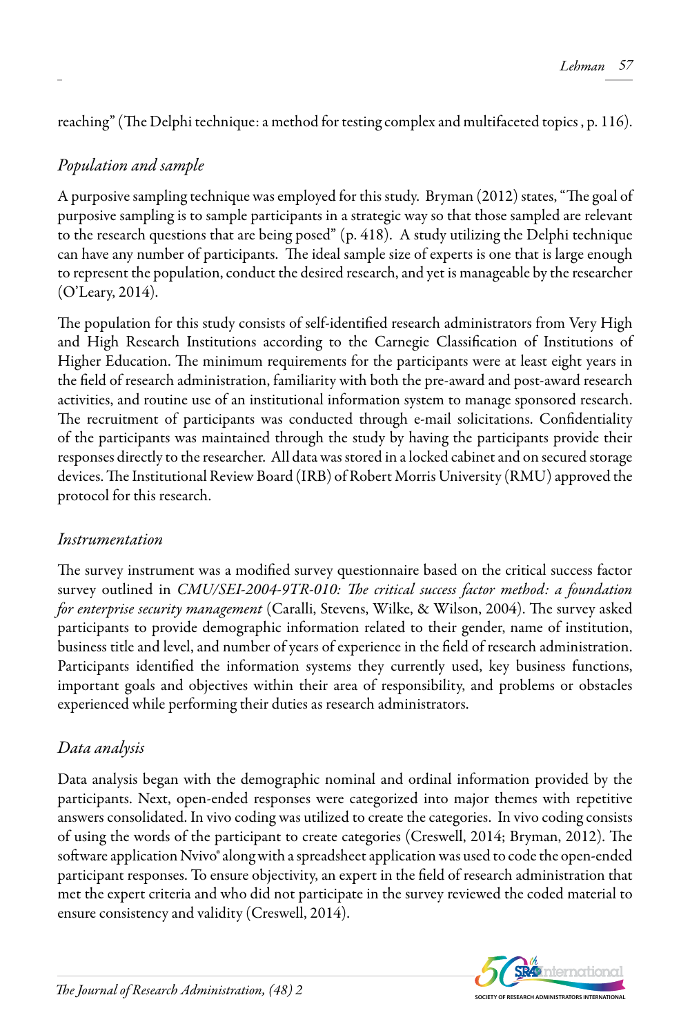reaching" (The Delphi technique: a method for testing complex and multifaceted topics , p. 116).

### *Population and sample*

A purposive sampling technique was employed for this study. Bryman (2012) states, "The goal of purposive sampling is to sample participants in a strategic way so that those sampled are relevant to the research questions that are being posed" (p. 418). A study utilizing the Delphi technique can have any number of participants. The ideal sample size of experts is one that is large enough to represent the population, conduct the desired research, and yet is manageable by the researcher (O'Leary, 2014).

The population for this study consists of self-identified research administrators from Very High and High Research Institutions according to the Carnegie Classification of Institutions of Higher Education. The minimum requirements for the participants were at least eight years in the field of research administration, familiarity with both the pre-award and post-award research activities, and routine use of an institutional information system to manage sponsored research. The recruitment of participants was conducted through e-mail solicitations. Confidentiality of the participants was maintained through the study by having the participants provide their responses directly to the researcher. All data was stored in a locked cabinet and on secured storage devices. The Institutional Review Board (IRB) of Robert Morris University (RMU) approved the protocol for this research.

### *Instrumentation*

The survey instrument was a modified survey questionnaire based on the critical success factor survey outlined in *CMU/SEI-2004-9TR-010: The critical success factor method: a foundation for enterprise security management* (Caralli, Stevens, Wilke, & Wilson, 2004). The survey asked participants to provide demographic information related to their gender, name of institution, business title and level, and number of years of experience in the field of research administration. Participants identified the information systems they currently used, key business functions, important goals and objectives within their area of responsibility, and problems or obstacles experienced while performing their duties as research administrators.

### *Data analysis*

Data analysis began with the demographic nominal and ordinal information provided by the participants. Next, open-ended responses were categorized into major themes with repetitive answers consolidated. In vivo coding was utilized to create the categories. In vivo coding consists of using the words of the participant to create categories (Creswell, 2014; Bryman, 2012). The software application Nvivo® along with a spreadsheet application was used to code the open-ended participant responses. To ensure objectivity, an expert in the field of research administration that met the expert criteria and who did not participate in the survey reviewed the coded material to ensure consistency and validity (Creswell, 2014).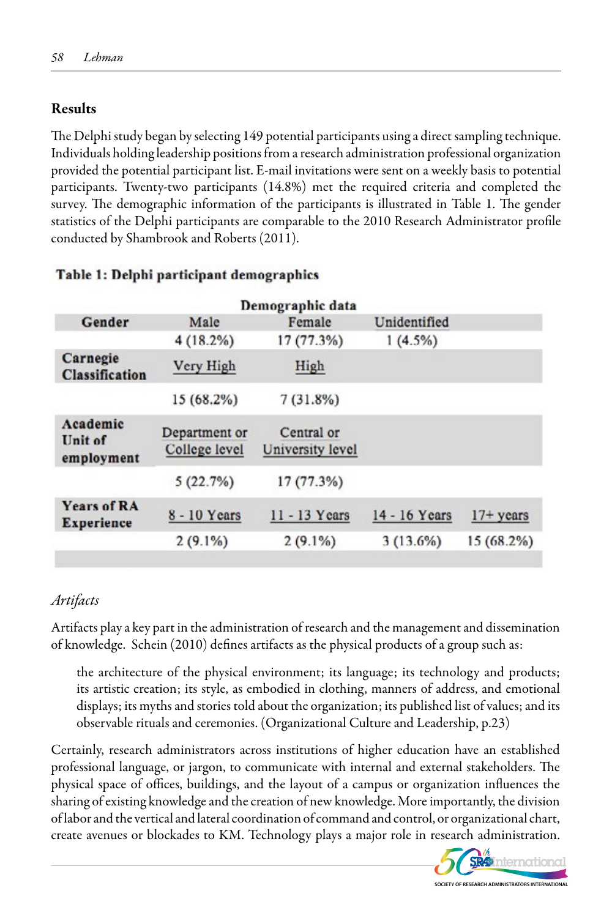## Results

The Delphi study began by selecting 149 potential participants using a direct sampling technique. Individuals holding leadership positions from a research administration professional organization provided the potential participant list. E-mail invitations were sent on a weekly basis to potential participants. Twenty-two participants (14.8%) met the required criteria and completed the survey. The demographic information of the participants is illustrated in Table 1. The gender statistics of the Delphi participants are comparable to the 2010 Research Administrator profile conducted by Shambrook and Roberts (2011).

**Table 1: Delphi participant demographics**

| Demographic data | | | | |
|---|---|---|---|---|
| **Gender** | Male | Female | Unidentified | |
| | 4 (18.2%) | 17 (77.3%) | 1 (4.5%) | |
| **Carnegie Classification** | Very High | High | | |
| | 15 (68.2%) | 7 (31.8%) | | |
| **Academic Unit of employment** | Department or College level | Central or University level | | |
| | 5 (22.7%) | 17 (77.3%) | | |
| **Years of RA Experience** | 8 - 10 Years | 11 - 13 Years | 14 - 16 Years | 17+ years |
| | 2 (9.1%) | 2 (9.1%) | 3 (13.6%) | 15 (68.2%) |

### *Artifacts*

Artifacts play a key part in the administration of research and the management and dissemination of knowledge. Schein (2010) defines artifacts as the physical products of a group such as:

> the architecture of the physical environment; its language; its technology and products; its artistic creation; its style, as embodied in clothing, manners of address, and emotional displays; its myths and stories told about the organization; its published list of values; and its observable rituals and ceremonies. (Organizational Culture and Leadership, p.23)

Certainly, research administrators across institutions of higher education have an established professional language, or jargon, to communicate with internal and external stakeholders. The physical space of offices, buildings, and the layout of a campus or organization influences the sharing of existing knowledge and the creation of new knowledge. More importantly, the division of labor and the vertical and lateral coordination of command and control, or organizational chart, create avenues or blockades to KM. Technology plays a major role in research administration.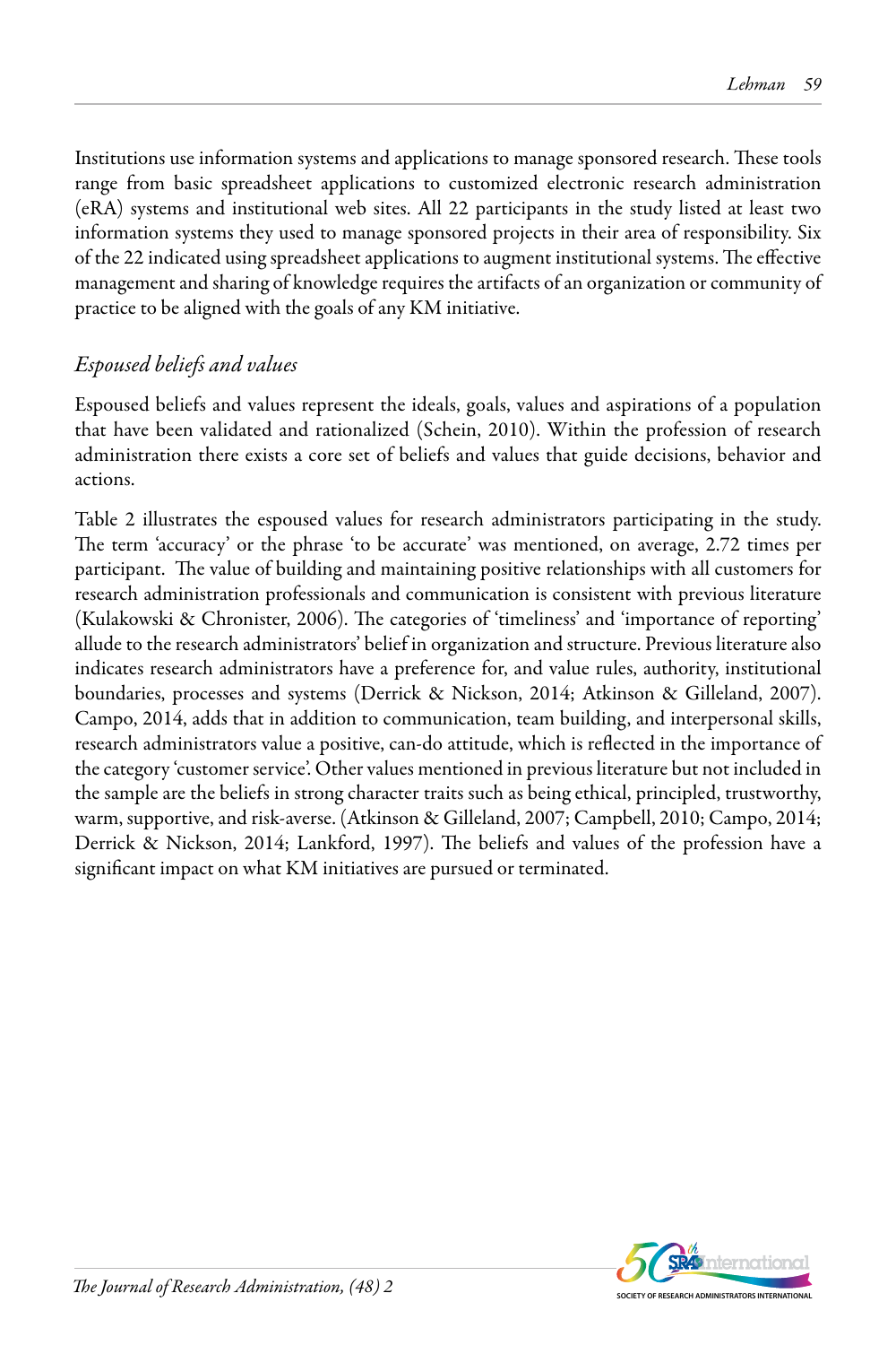Institutions use information systems and applications to manage sponsored research. These tools range from basic spreadsheet applications to customized electronic research administration (eRA) systems and institutional web sites. All 22 participants in the study listed at least two information systems they used to manage sponsored projects in their area of responsibility. Six of the 22 indicated using spreadsheet applications to augment institutional systems. The effective management and sharing of knowledge requires the artifacts of an organization or community of practice to be aligned with the goals of any KM initiative.

### *Espoused beliefs and values*

Espoused beliefs and values represent the ideals, goals, values and aspirations of a population that have been validated and rationalized (Schein, 2010). Within the profession of research administration there exists a core set of beliefs and values that guide decisions, behavior and actions.

Table 2 illustrates the espoused values for research administrators participating in the study. The term 'accuracy' or the phrase 'to be accurate' was mentioned, on average, 2.72 times per participant. The value of building and maintaining positive relationships with all customers for research administration professionals and communication is consistent with previous literature (Kulakowski & Chronister, 2006). The categories of 'timeliness' and 'importance of reporting' allude to the research administrators' belief in organization and structure. Previous literature also indicates research administrators have a preference for, and value rules, authority, institutional boundaries, processes and systems (Derrick & Nickson, 2014; Atkinson & Gilleland, 2007). Campo, 2014, adds that in addition to communication, team building, and interpersonal skills, research administrators value a positive, can-do attitude, which is reflected in the importance of the category 'customer service'. Other values mentioned in previous literature but not included in the sample are the beliefs in strong character traits such as being ethical, principled, trustworthy, warm, supportive, and risk-averse. (Atkinson & Gilleland, 2007; Campbell, 2010; Campo, 2014; Derrick & Nickson, 2014; Lankford, 1997). The beliefs and values of the profession have a significant impact on what KM initiatives are pursued or terminated.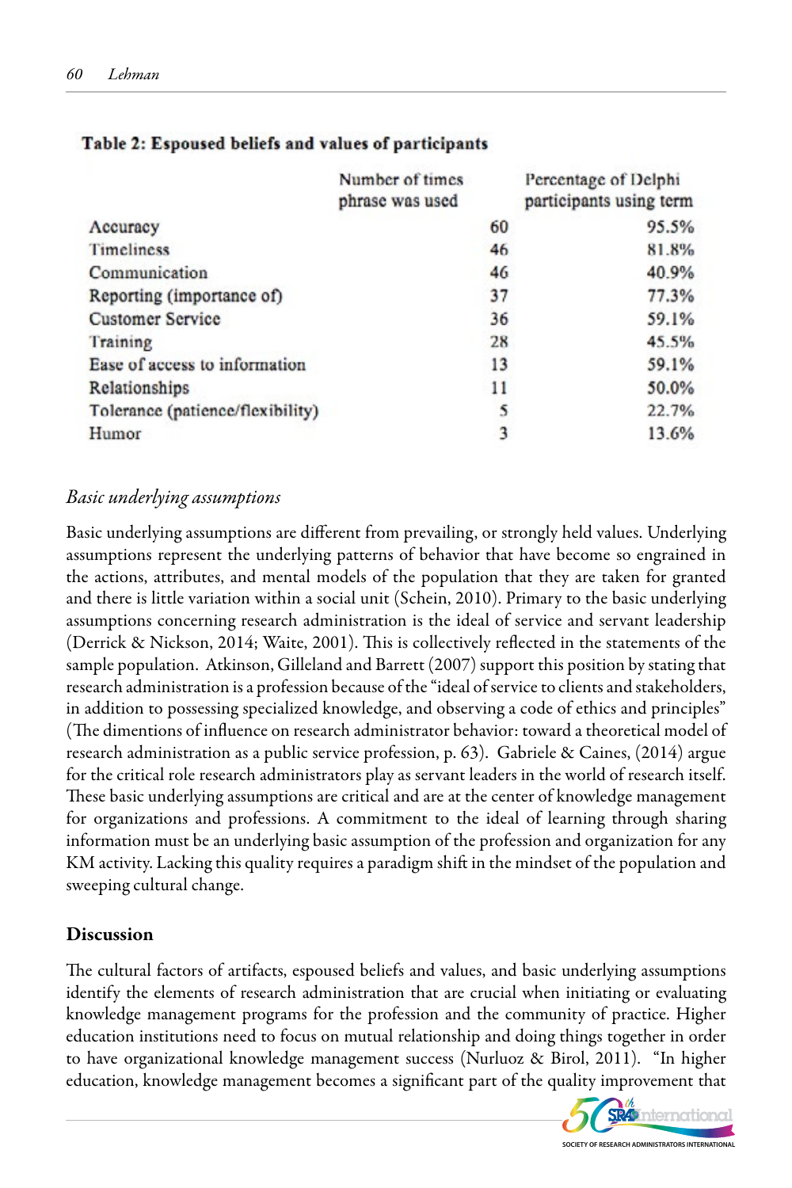**Table 2: Espoused beliefs and values of participants**

| | Number of times phrase was used | Percentage of Delphi participants using term |
|---|---|---|
| Accuracy | 60 | 95.5% |
| Timeliness | 46 | 81.8% |
| Communication | 46 | 40.9% |
| Reporting (importance of) | 37 | 77.3% |
| Customer Service | 36 | 59.1% |
| Training | 28 | 45.5% |
| Ease of access to information | 13 | 59.1% |
| Relationships | 11 | 50.0% |
| Tolerance (patience/flexibility) | 5 | 22.7% |
| Humor | 3 | 13.6% |

*Basic underlying assumptions*

Basic underlying assumptions are different from prevailing, or strongly held values. Underlying assumptions represent the underlying patterns of behavior that have become so engrained in the actions, attributes, and mental models of the population that they are taken for granted and there is little variation within a social unit (Schein, 2010). Primary to the basic underlying assumptions concerning research administration is the ideal of service and servant leadership (Derrick & Nickson, 2014; Waite, 2001). This is collectively reflected in the statements of the sample population. Atkinson, Gilleland and Barrett (2007) support this position by stating that research administration is a profession because of the "ideal of service to clients and stakeholders, in addition to possessing specialized knowledge, and observing a code of ethics and principles" (The dimentions of influence on research administrator behavior: toward a theoretical model of research administration as a public service profession, p. 63). Gabriele & Caines, (2014) argue for the critical role research administrators play as servant leaders in the world of research itself. These basic underlying assumptions are critical and are at the center of knowledge management for organizations and professions. A commitment to the ideal of learning through sharing information must be an underlying basic assumption of the profession and organization for any KM activity. Lacking this quality requires a paradigm shift in the mindset of the population and sweeping cultural change.

## Discussion

The cultural factors of artifacts, espoused beliefs and values, and basic underlying assumptions identify the elements of research administration that are crucial when initiating or evaluating knowledge management programs for the profession and the community of practice. Higher education institutions need to focus on mutual relationship and doing things together in order to have organizational knowledge management success (Nurluoz & Birol, 2011). "In higher education, knowledge management becomes a significant part of the quality improvement that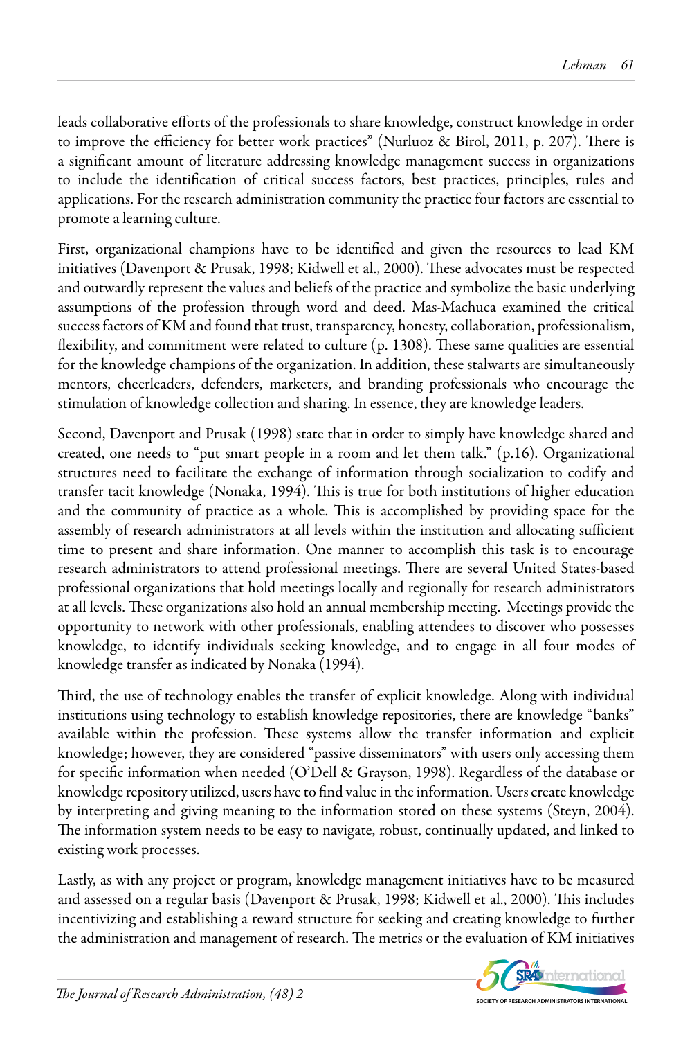leads collaborative efforts of the professionals to share knowledge, construct knowledge in order to improve the efficiency for better work practices" (Nurluoz & Birol, 2011, p. 207). There is a significant amount of literature addressing knowledge management success in organizations to include the identification of critical success factors, best practices, principles, rules and applications. For the research administration community the practice four factors are essential to promote a learning culture.

First, organizational champions have to be identified and given the resources to lead KM initiatives (Davenport & Prusak, 1998; Kidwell et al., 2000). These advocates must be respected and outwardly represent the values and beliefs of the practice and symbolize the basic underlying assumptions of the profession through word and deed. Mas-Machuca examined the critical success factors of KM and found that trust, transparency, honesty, collaboration, professionalism, flexibility, and commitment were related to culture (p. 1308). These same qualities are essential for the knowledge champions of the organization. In addition, these stalwarts are simultaneously mentors, cheerleaders, defenders, marketers, and branding professionals who encourage the stimulation of knowledge collection and sharing. In essence, they are knowledge leaders.

Second, Davenport and Prusak (1998) state that in order to simply have knowledge shared and created, one needs to "put smart people in a room and let them talk." (p.16). Organizational structures need to facilitate the exchange of information through socialization to codify and transfer tacit knowledge (Nonaka, 1994). This is true for both institutions of higher education and the community of practice as a whole. This is accomplished by providing space for the assembly of research administrators at all levels within the institution and allocating sufficient time to present and share information. One manner to accomplish this task is to encourage research administrators to attend professional meetings. There are several United States-based professional organizations that hold meetings locally and regionally for research administrators at all levels. These organizations also hold an annual membership meeting. Meetings provide the opportunity to network with other professionals, enabling attendees to discover who possesses knowledge, to identify individuals seeking knowledge, and to engage in all four modes of knowledge transfer as indicated by Nonaka (1994).

Third, the use of technology enables the transfer of explicit knowledge. Along with individual institutions using technology to establish knowledge repositories, there are knowledge "banks" available within the profession. These systems allow the transfer information and explicit knowledge; however, they are considered "passive disseminators" with users only accessing them for specific information when needed (O'Dell & Grayson, 1998). Regardless of the database or knowledge repository utilized, users have to find value in the information. Users create knowledge by interpreting and giving meaning to the information stored on these systems (Steyn, 2004). The information system needs to be easy to navigate, robust, continually updated, and linked to existing work processes.

Lastly, as with any project or program, knowledge management initiatives have to be measured and assessed on a regular basis (Davenport & Prusak, 1998; Kidwell et al., 2000). This includes incentivizing and establishing a reward structure for seeking and creating knowledge to further the administration and management of research. The metrics or the evaluation of KM initiatives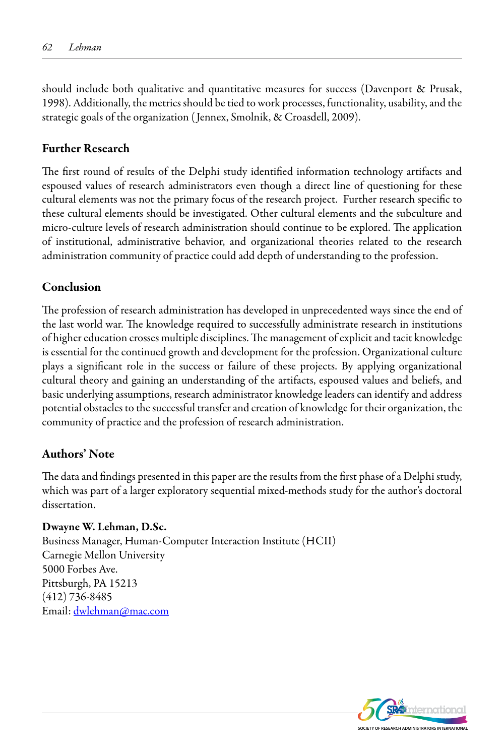should include both qualitative and quantitative measures for success (Davenport & Prusak, 1998). Additionally, the metrics should be tied to work processes, functionality, usability, and the strategic goals of the organization (Jennex, Smolnik, & Croasdell, 2009).

## Further Research

The first round of results of the Delphi study identified information technology artifacts and espoused values of research administrators even though a direct line of questioning for these cultural elements was not the primary focus of the research project. Further research specific to these cultural elements should be investigated. Other cultural elements and the subculture and micro-culture levels of research administration should continue to be explored. The application of institutional, administrative behavior, and organizational theories related to the research administration community of practice could add depth of understanding to the profession.

## Conclusion

The profession of research administration has developed in unprecedented ways since the end of the last world war. The knowledge required to successfully administrate research in institutions of higher education crosses multiple disciplines. The management of explicit and tacit knowledge is essential for the continued growth and development for the profession. Organizational culture plays a significant role in the success or failure of these projects. By applying organizational cultural theory and gaining an understanding of the artifacts, espoused values and beliefs, and basic underlying assumptions, research administrator knowledge leaders can identify and address potential obstacles to the successful transfer and creation of knowledge for their organization, the community of practice and the profession of research administration.

## Authors' Note

The data and findings presented in this paper are the results from the first phase of a Delphi study, which was part of a larger exploratory sequential mixed-methods study for the author's doctoral dissertation.

**Dwayne W. Lehman, D.Sc.**
Business Manager, Human-Computer Interaction Institute (HCII)
Carnegie Mellon University
5000 Forbes Ave.
Pittsburgh, PA 15213
(412) 736-8485
Email: dwlehman@mac.com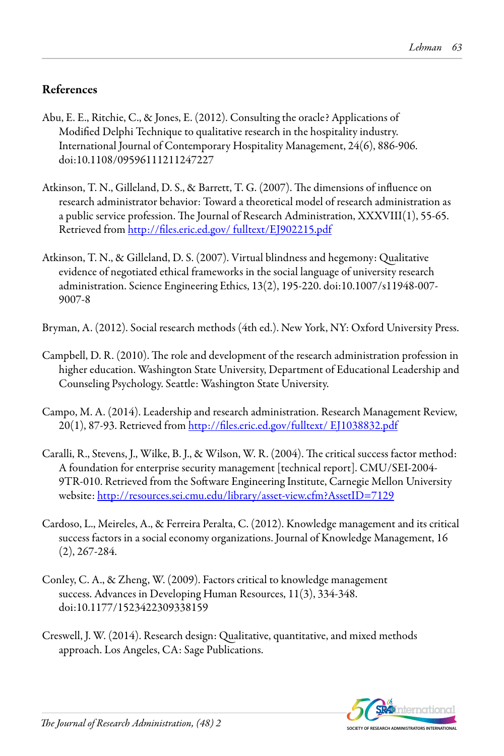## References

Abu, E. E., Ritchie, C., & Jones, E. (2012). Consulting the oracle? Applications of Modified Delphi Technique to qualitative research in the hospitality industry. International Journal of Contemporary Hospitality Management, 24(6), 886-906. doi:10.1108/09596111211247227

Atkinson, T. N., Gilleland, D. S., & Barrett, T. G. (2007). The dimensions of influence on research administrator behavior: Toward a theoretical model of research administration as a public service profession. The Journal of Research Administration, XXXVIII(1), 55-65. Retrieved from http://files.eric.ed.gov/ fulltext/EJ902215.pdf

Atkinson, T. N., & Gilleland, D. S. (2007). Virtual blindness and hegemony: Qualitative evidence of negotiated ethical frameworks in the social language of university research administration. Science Engineering Ethics, 13(2), 195-220. doi:10.1007/s11948-007-9007-8

Bryman, A. (2012). Social research methods (4th ed.). New York, NY: Oxford University Press.

Campbell, D. R. (2010). The role and development of the research administration profession in higher education. Washington State University, Department of Educational Leadership and Counseling Psychology. Seattle: Washington State University.

Campo, M. A. (2014). Leadership and research administration. Research Management Review, 20(1), 87-93. Retrieved from http://files.eric.ed.gov/fulltext/ EJ1038832.pdf

Caralli, R., Stevens, J., Wilke, B. J., & Wilson, W. R. (2004). The critical success factor method: A foundation for enterprise security management [technical report]. CMU/SEI-2004-9TR-010. Retrieved from the Software Engineering Institute, Carnegie Mellon University website: http://resources.sei.cmu.edu/library/asset-view.cfm?AssetID=7129

Cardoso, L., Meireles, A., & Ferreira Peralta, C. (2012). Knowledge management and its critical success factors in a social economy organizations. Journal of Knowledge Management, 16 (2), 267-284.

Conley, C. A., & Zheng, W. (2009). Factors critical to knowledge management success. Advances in Developing Human Resources, 11(3), 334-348. doi:10.1177/1523422309338159

Creswell, J. W. (2014). Research design: Qualitative, quantitative, and mixed methods approach. Los Angeles, CA: Sage Publications.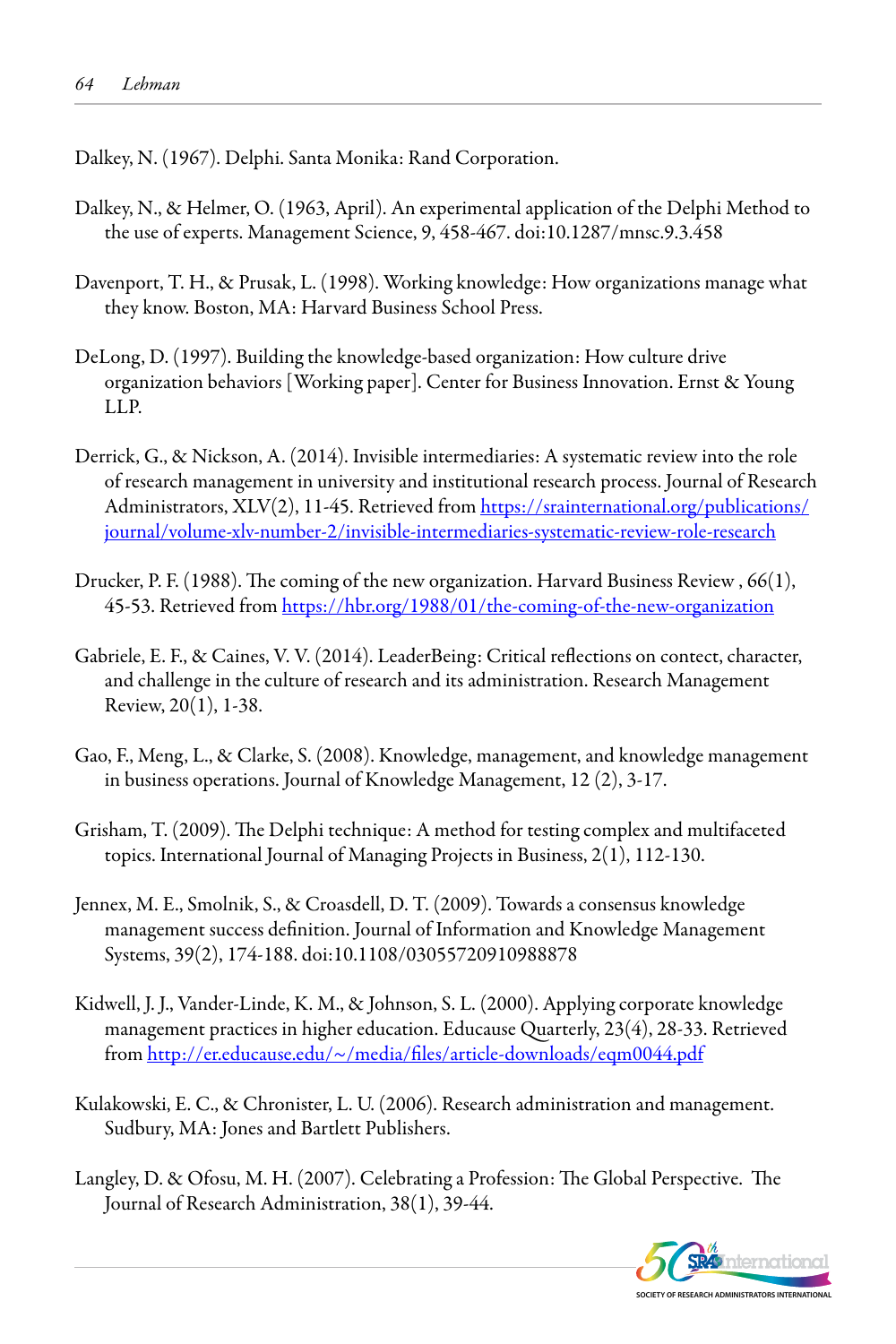Dalkey, N. (1967). Delphi. Santa Monika: Rand Corporation.

Dalkey, N., & Helmer, O. (1963, April). An experimental application of the Delphi Method to the use of experts. Management Science, 9, 458-467. doi:10.1287/mnsc.9.3.458

Davenport, T. H., & Prusak, L. (1998). Working knowledge: How organizations manage what they know. Boston, MA: Harvard Business School Press.

DeLong, D. (1997). Building the knowledge-based organization: How culture drive organization behaviors [Working paper]. Center for Business Innovation. Ernst & Young LLP.

Derrick, G., & Nickson, A. (2014). Invisible intermediaries: A systematic review into the role of research management in university and institutional research process. Journal of Research Administrators, XLV(2), 11-45. Retrieved from https://srainternational.org/publications/journal/volume-xlv-number-2/invisible-intermediaries-systematic-review-role-research

Drucker, P. F. (1988). The coming of the new organization. Harvard Business Review , 66(1), 45-53. Retrieved from https://hbr.org/1988/01/the-coming-of-the-new-organization

Gabriele, E. F., & Caines, V. V. (2014). LeaderBeing: Critical reflections on contect, character, and challenge in the culture of research and its administration. Research Management Review, 20(1), 1-38.

Gao, F., Meng, L., & Clarke, S. (2008). Knowledge, management, and knowledge management in business operations. Journal of Knowledge Management, 12 (2), 3-17.

Grisham, T. (2009). The Delphi technique: A method for testing complex and multifaceted topics. International Journal of Managing Projects in Business, 2(1), 112-130.

Jennex, M. E., Smolnik, S., & Croasdell, D. T. (2009). Towards a consensus knowledge management success definition. Journal of Information and Knowledge Management Systems, 39(2), 174-188. doi:10.1108/03055720910988878

Kidwell, J. J., Vander-Linde, K. M., & Johnson, S. L. (2000). Applying corporate knowledge management practices in higher education. Educause Quarterly, 23(4), 28-33. Retrieved from http://er.educause.edu/~/media/files/article-downloads/eqm0044.pdf

Kulakowski, E. C., & Chronister, L. U. (2006). Research administration and management. Sudbury, MA: Jones and Bartlett Publishers.

Langley, D. & Ofosu, M. H. (2007). Celebrating a Profession: The Global Perspective. The Journal of Research Administration, 38(1), 39-44.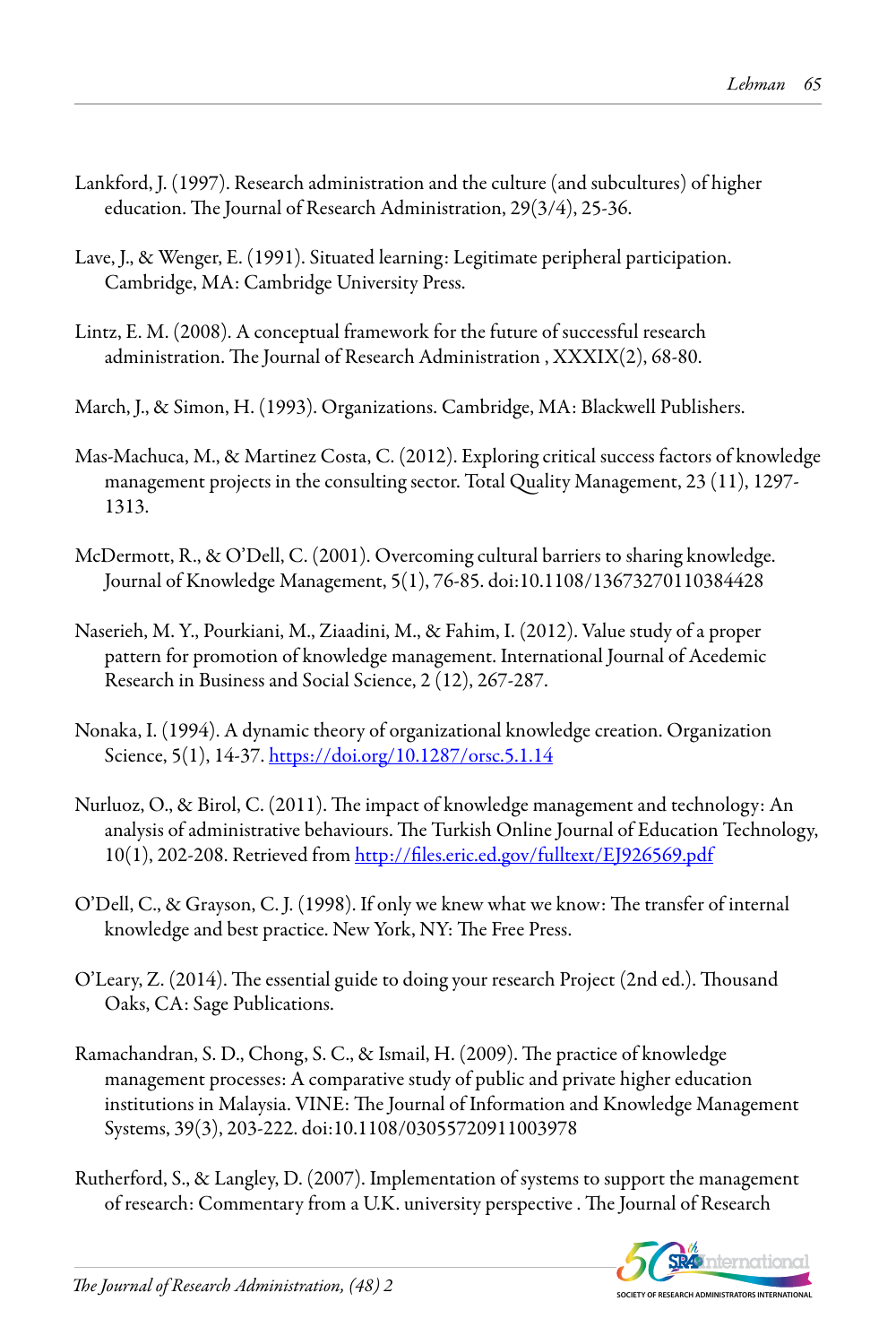Lankford, J. (1997). Research administration and the culture (and subcultures) of higher education. The Journal of Research Administration, 29(3/4), 25-36.

Lave, J., & Wenger, E. (1991). Situated learning: Legitimate peripheral participation. Cambridge, MA: Cambridge University Press.

Lintz, E. M. (2008). A conceptual framework for the future of successful research administration. The Journal of Research Administration , XXXIX(2), 68-80.

March, J., & Simon, H. (1993). Organizations. Cambridge, MA: Blackwell Publishers.

Mas-Machuca, M., & Martinez Costa, C. (2012). Exploring critical success factors of knowledge management projects in the consulting sector. Total Quality Management, 23 (11), 1297-1313.

McDermott, R., & O'Dell, C. (2001). Overcoming cultural barriers to sharing knowledge. Journal of Knowledge Management, 5(1), 76-85. doi:10.1108/13673270110384428

Naserieh, M. Y., Pourkiani, M., Ziaadini, M., & Fahim, I. (2012). Value study of a proper pattern for promotion of knowledge management. International Journal of Acedemic Research in Business and Social Science, 2 (12), 267-287.

Nonaka, I. (1994). A dynamic theory of organizational knowledge creation. Organization Science, 5(1), 14-37. https://doi.org/10.1287/orsc.5.1.14

Nurluoz, O., & Birol, C. (2011). The impact of knowledge management and technology: An analysis of administrative behaviours. The Turkish Online Journal of Education Technology, 10(1), 202-208. Retrieved from http://files.eric.ed.gov/fulltext/EJ926569.pdf

O'Dell, C., & Grayson, C. J. (1998). If only we knew what we know: The transfer of internal knowledge and best practice. New York, NY: The Free Press.

O'Leary, Z. (2014). The essential guide to doing your research Project (2nd ed.). Thousand Oaks, CA: Sage Publications.

Ramachandran, S. D., Chong, S. C., & Ismail, H. (2009). The practice of knowledge management processes: A comparative study of public and private higher education institutions in Malaysia. VINE: The Journal of Information and Knowledge Management Systems, 39(3), 203-222. doi:10.1108/03055720911003978

Rutherford, S., & Langley, D. (2007). Implementation of systems to support the management of research: Commentary from a U.K. university perspective . The Journal of Research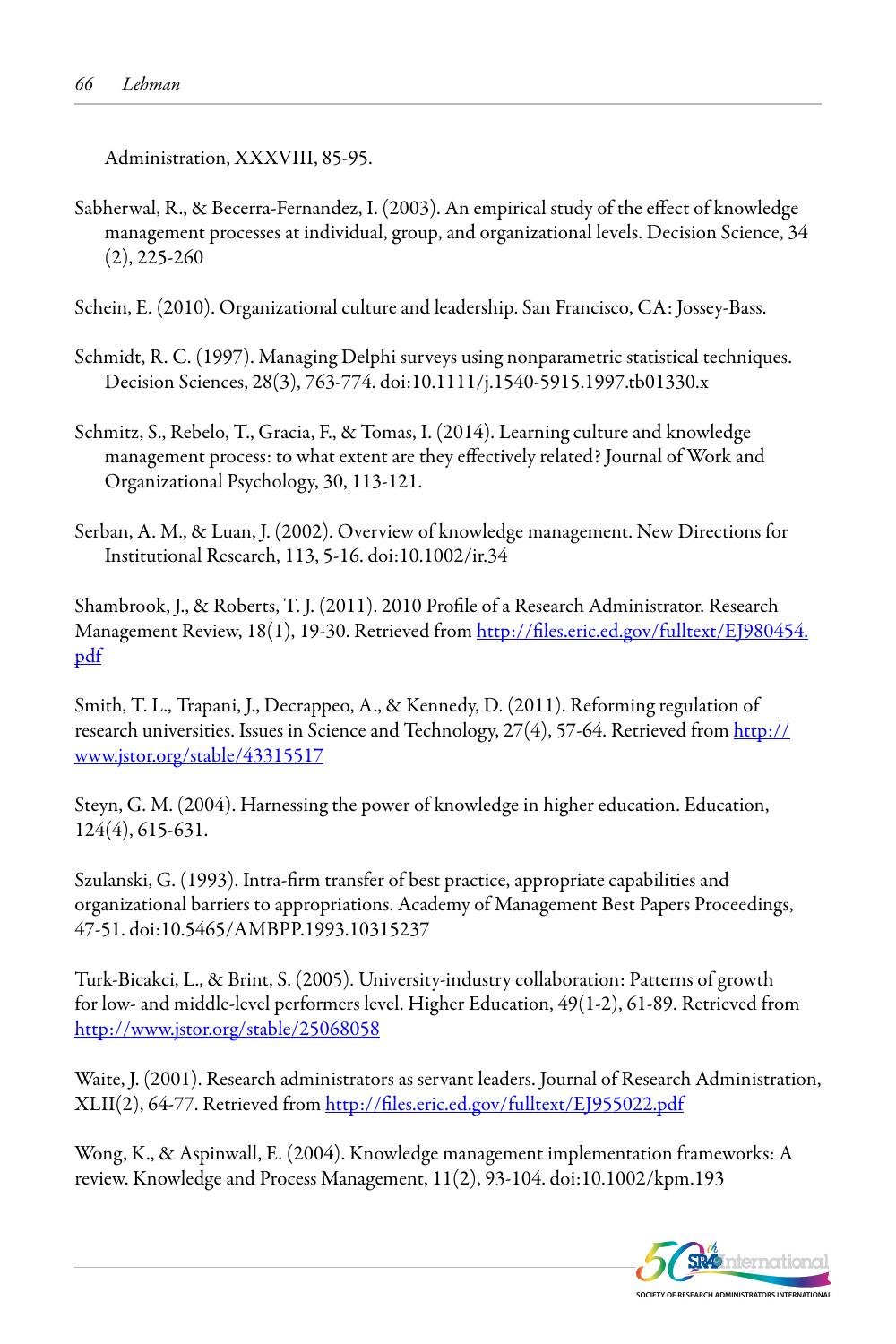Administration, XXXVIII, 85-95.

Sabherwal, R., & Becerra-Fernandez, I. (2003). An empirical study of the effect of knowledge management processes at individual, group, and organizational levels. Decision Science, 34 (2), 225-260

Schein, E. (2010). Organizational culture and leadership. San Francisco, CA: Jossey-Bass.

Schmidt, R. C. (1997). Managing Delphi surveys using nonparametric statistical techniques. Decision Sciences, 28(3), 763-774. doi:10.1111/j.1540-5915.1997.tb01330.x

Schmitz, S., Rebelo, T., Gracia, F., & Tomas, I. (2014). Learning culture and knowledge management process: to what extent are they effectively related? Journal of Work and Organizational Psychology, 30, 113-121.

Serban, A. M., & Luan, J. (2002). Overview of knowledge management. New Directions for Institutional Research, 113, 5-16. doi:10.1002/ir.34

Shambrook, J., & Roberts, T. J. (2011). 2010 Profile of a Research Administrator. Research Management Review, 18(1), 19-30. Retrieved from http://files.eric.ed.gov/fulltext/EJ980454.pdf

Smith, T. L., Trapani, J., Decrappeo, A., & Kennedy, D. (2011). Reforming regulation of research universities. Issues in Science and Technology, 27(4), 57-64. Retrieved from http://www.jstor.org/stable/43315517

Steyn, G. M. (2004). Harnessing the power of knowledge in higher education. Education, 124(4), 615-631.

Szulanski, G. (1993). Intra-firm transfer of best practice, appropriate capabilities and organizational barriers to appropriations. Academy of Management Best Papers Proceedings, 47-51. doi:10.5465/AMBPP.1993.10315237

Turk-Bicakci, L., & Brint, S. (2005). University-industry collaboration: Patterns of growth for low- and middle-level performers level. Higher Education, 49(1-2), 61-89. Retrieved from http://www.jstor.org/stable/25068058

Waite, J. (2001). Research administrators as servant leaders. Journal of Research Administration, XLII(2), 64-77. Retrieved from http://files.eric.ed.gov/fulltext/EJ955022.pdf

Wong, K., & Aspinwall, E. (2004). Knowledge management implementation frameworks: A review. Knowledge and Process Management, 11(2), 93-104. doi:10.1002/kpm.193